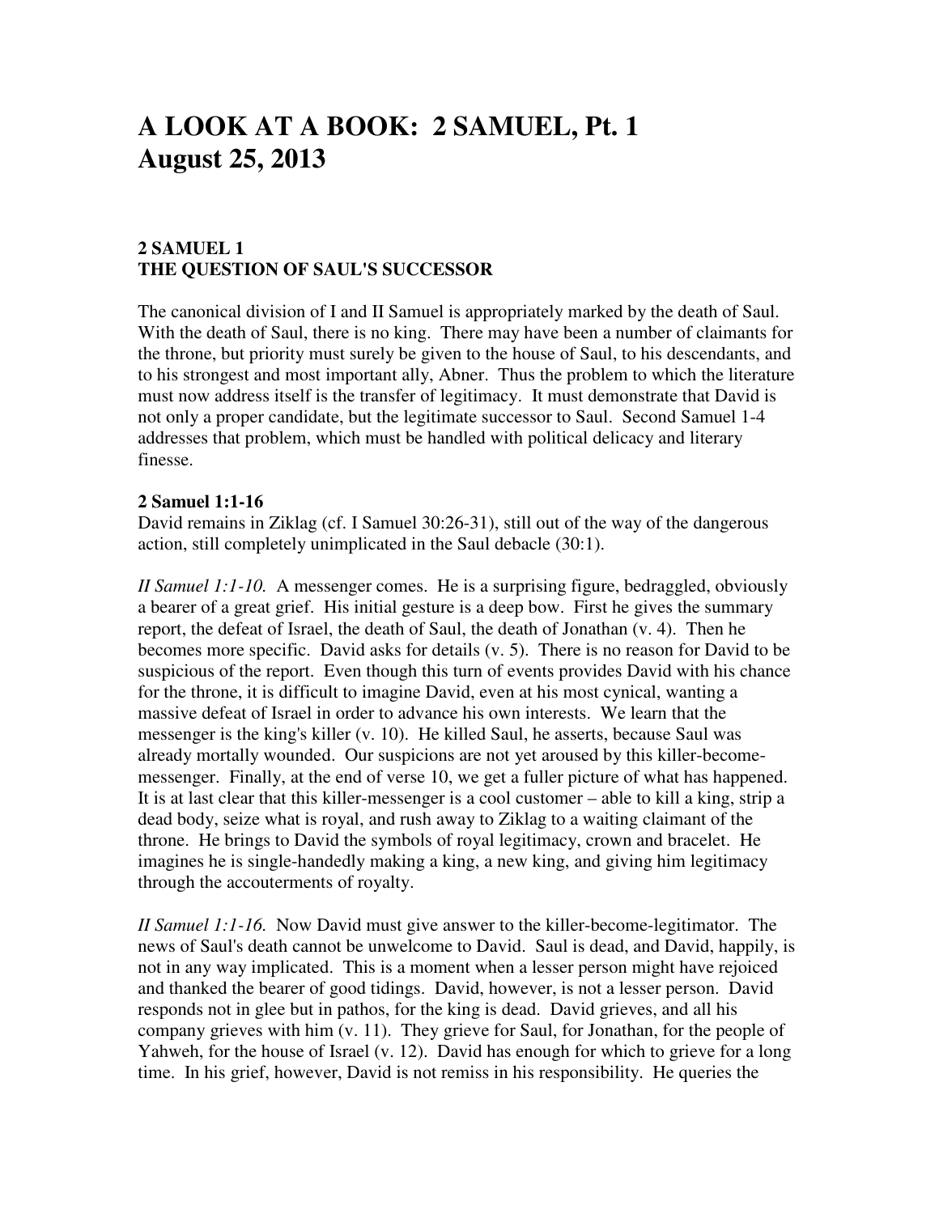# A LOOK AT A BOOK: 2 SAMUEL, Pt. 1
# August 25, 2013

### 2 SAMUEL 1
### THE QUESTION OF SAUL'S SUCCESSOR

The canonical division of I and II Samuel is appropriately marked by the death of Saul. With the death of Saul, there is no king. There may have been a number of claimants for the throne, but priority must surely be given to the house of Saul, to his descendants, and to his strongest and most important ally, Abner. Thus the problem to which the literature must now address itself is the transfer of legitimacy. It must demonstrate that David is not only a proper candidate, but the legitimate successor to Saul. Second Samuel 1-4 addresses that problem, which must be handled with political delicacy and literary finesse.

**2 Samuel 1:1-16**
David remains in Ziklag (cf. I Samuel 30:26-31), still out of the way of the dangerous action, still completely unimplicated in the Saul debacle (30:1).

*II Samuel 1:1-10.* A messenger comes. He is a surprising figure, bedraggled, obviously a bearer of a great grief. His initial gesture is a deep bow. First he gives the summary report, the defeat of Israel, the death of Saul, the death of Jonathan (v. 4). Then he becomes more specific. David asks for details (v. 5). There is no reason for David to be suspicious of the report. Even though this turn of events provides David with his chance for the throne, it is difficult to imagine David, even at his most cynical, wanting a massive defeat of Israel in order to advance his own interests. We learn that the messenger is the king's killer (v. 10). He killed Saul, he asserts, because Saul was already mortally wounded. Our suspicions are not yet aroused by this killer-become-messenger. Finally, at the end of verse 10, we get a fuller picture of what has happened. It is at last clear that this killer-messenger is a cool customer – able to kill a king, strip a dead body, seize what is royal, and rush away to Ziklag to a waiting claimant of the throne. He brings to David the symbols of royal legitimacy, crown and bracelet. He imagines he is single-handedly making a king, a new king, and giving him legitimacy through the accouterments of royalty.

*II Samuel 1:1-16.* Now David must give answer to the killer-become-legitimator. The news of Saul's death cannot be unwelcome to David. Saul is dead, and David, happily, is not in any way implicated. This is a moment when a lesser person might have rejoiced and thanked the bearer of good tidings. David, however, is not a lesser person. David responds not in glee but in pathos, for the king is dead. David grieves, and all his company grieves with him (v. 11). They grieve for Saul, for Jonathan, for the people of Yahweh, for the house of Israel (v. 12). David has enough for which to grieve for a long time. In his grief, however, David is not remiss in his responsibility. He queries the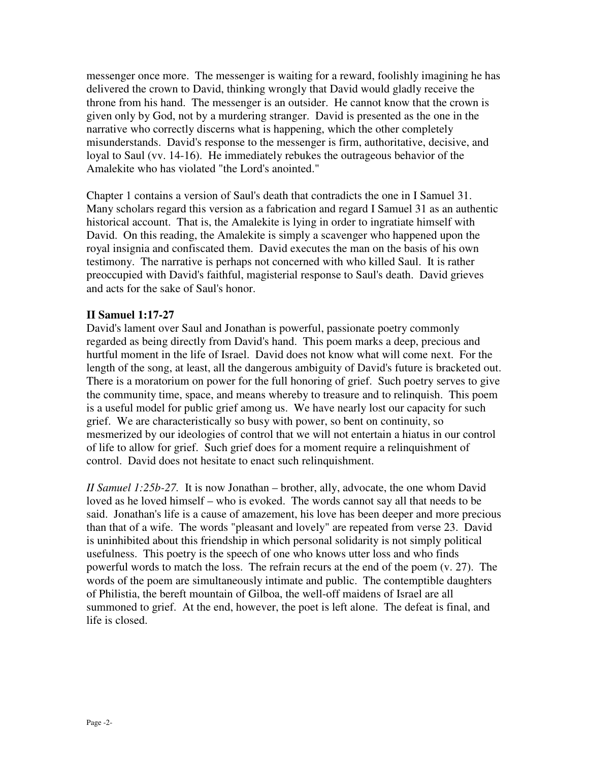messenger once more. The messenger is waiting for a reward, foolishly imagining he has delivered the crown to David, thinking wrongly that David would gladly receive the throne from his hand. The messenger is an outsider. He cannot know that the crown is given only by God, not by a murdering stranger. David is presented as the one in the narrative who correctly discerns what is happening, which the other completely misunderstands. David's response to the messenger is firm, authoritative, decisive, and loyal to Saul (vv. 14-16). He immediately rebukes the outrageous behavior of the Amalekite who has violated "the Lord's anointed."

Chapter 1 contains a version of Saul's death that contradicts the one in I Samuel 31. Many scholars regard this version as a fabrication and regard I Samuel 31 as an authentic historical account. That is, the Amalekite is lying in order to ingratiate himself with David. On this reading, the Amalekite is simply a scavenger who happened upon the royal insignia and confiscated them. David executes the man on the basis of his own testimony. The narrative is perhaps not concerned with who killed Saul. It is rather preoccupied with David's faithful, magisterial response to Saul's death. David grieves and acts for the sake of Saul's honor.

**II Samuel 1:17-27**

David's lament over Saul and Jonathan is powerful, passionate poetry commonly regarded as being directly from David's hand. This poem marks a deep, precious and hurtful moment in the life of Israel. David does not know what will come next. For the length of the song, at least, all the dangerous ambiguity of David's future is bracketed out. There is a moratorium on power for the full honoring of grief. Such poetry serves to give the community time, space, and means whereby to treasure and to relinquish. This poem is a useful model for public grief among us. We have nearly lost our capacity for such grief. We are characteristically so busy with power, so bent on continuity, so mesmerized by our ideologies of control that we will not entertain a hiatus in our control of life to allow for grief. Such grief does for a moment require a relinquishment of control. David does not hesitate to enact such relinquishment.

*II Samuel 1:25b-27.* It is now Jonathan – brother, ally, advocate, the one whom David loved as he loved himself – who is evoked. The words cannot say all that needs to be said. Jonathan's life is a cause of amazement, his love has been deeper and more precious than that of a wife. The words "pleasant and lovely" are repeated from verse 23. David is uninhibited about this friendship in which personal solidarity is not simply political usefulness. This poetry is the speech of one who knows utter loss and who finds powerful words to match the loss. The refrain recurs at the end of the poem (v. 27). The words of the poem are simultaneously intimate and public. The contemptible daughters of Philistia, the bereft mountain of Gilboa, the well-off maidens of Israel are all summoned to grief. At the end, however, the poet is left alone. The defeat is final, and life is closed.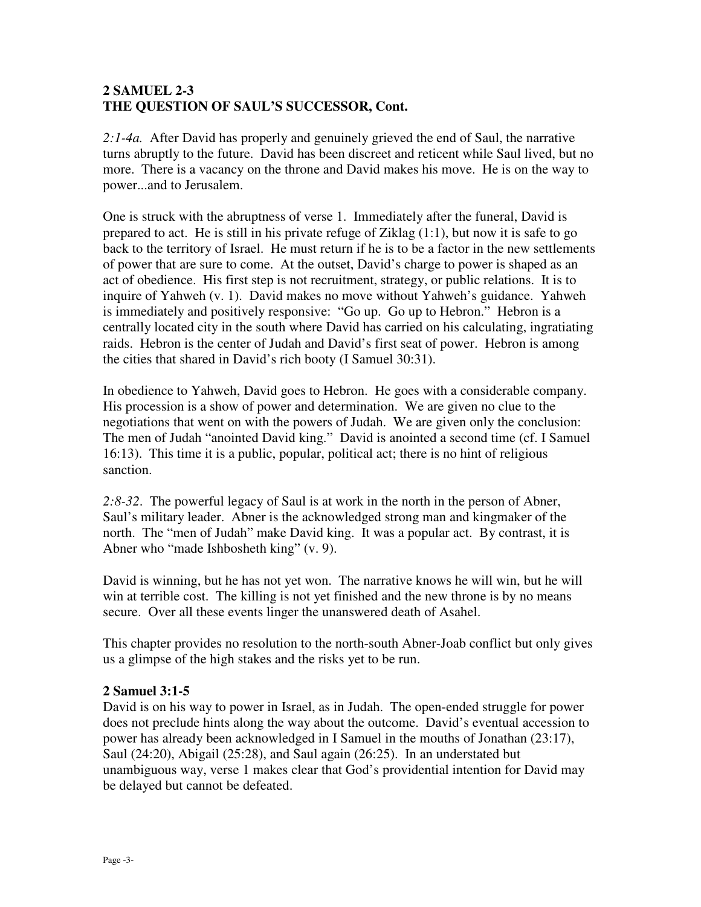**2 SAMUEL 2-3**
**THE QUESTION OF SAUL'S SUCCESSOR, Cont.**

*2:1-4a.* After David has properly and genuinely grieved the end of Saul, the narrative turns abruptly to the future. David has been discreet and reticent while Saul lived, but no more. There is a vacancy on the throne and David makes his move. He is on the way to power...and to Jerusalem.

One is struck with the abruptness of verse 1. Immediately after the funeral, David is prepared to act. He is still in his private refuge of Ziklag (1:1), but now it is safe to go back to the territory of Israel. He must return if he is to be a factor in the new settlements of power that are sure to come. At the outset, David's charge to power is shaped as an act of obedience. His first step is not recruitment, strategy, or public relations. It is to inquire of Yahweh (v. 1). David makes no move without Yahweh's guidance. Yahweh is immediately and positively responsive: "Go up. Go up to Hebron." Hebron is a centrally located city in the south where David has carried on his calculating, ingratiating raids. Hebron is the center of Judah and David's first seat of power. Hebron is among the cities that shared in David's rich booty (I Samuel 30:31).

In obedience to Yahweh, David goes to Hebron. He goes with a considerable company. His procession is a show of power and determination. We are given no clue to the negotiations that went on with the powers of Judah. We are given only the conclusion: The men of Judah "anointed David king." David is anointed a second time (cf. I Samuel 16:13). This time it is a public, popular, political act; there is no hint of religious sanction.

*2:8-32*. The powerful legacy of Saul is at work in the north in the person of Abner, Saul's military leader. Abner is the acknowledged strong man and kingmaker of the north. The "men of Judah" make David king. It was a popular act. By contrast, it is Abner who "made Ishbosheth king" (v. 9).

David is winning, but he has not yet won. The narrative knows he will win, but he will win at terrible cost. The killing is not yet finished and the new throne is by no means secure. Over all these events linger the unanswered death of Asahel.

This chapter provides no resolution to the north-south Abner-Joab conflict but only gives us a glimpse of the high stakes and the risks yet to be run.

**2 Samuel 3:1-5**

David is on his way to power in Israel, as in Judah. The open-ended struggle for power does not preclude hints along the way about the outcome. David's eventual accession to power has already been acknowledged in I Samuel in the mouths of Jonathan (23:17), Saul (24:20), Abigail (25:28), and Saul again (26:25). In an understated but unambiguous way, verse 1 makes clear that God's providential intention for David may be delayed but cannot be defeated.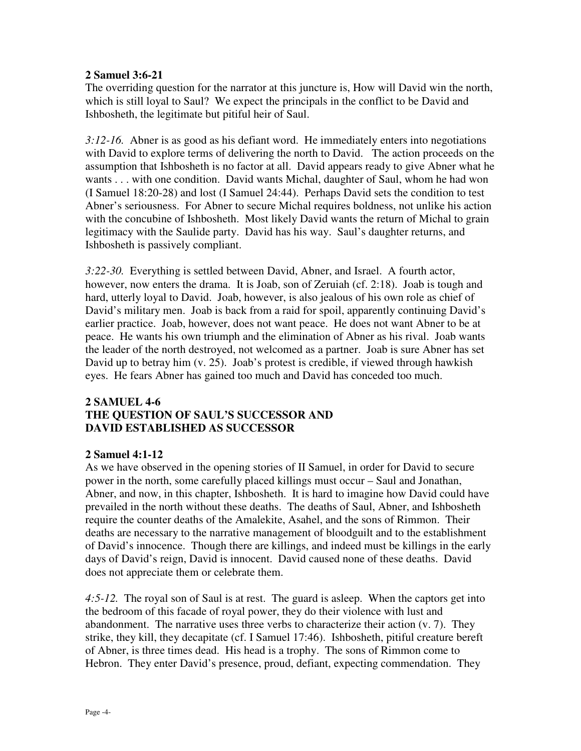**2 Samuel 3:6-21**

The overriding question for the narrator at this juncture is, How will David win the north, which is still loyal to Saul? We expect the principals in the conflict to be David and Ishbosheth, the legitimate but pitiful heir of Saul.

*3:12-16.* Abner is as good as his defiant word. He immediately enters into negotiations with David to explore terms of delivering the north to David. The action proceeds on the assumption that Ishbosheth is no factor at all. David appears ready to give Abner what he wants . . . with one condition. David wants Michal, daughter of Saul, whom he had won (I Samuel 18:20-28) and lost (I Samuel 24:44). Perhaps David sets the condition to test Abner's seriousness. For Abner to secure Michal requires boldness, not unlike his action with the concubine of Ishbosheth. Most likely David wants the return of Michal to grain legitimacy with the Saulide party. David has his way. Saul's daughter returns, and Ishbosheth is passively compliant.

*3:22-30.* Everything is settled between David, Abner, and Israel. A fourth actor, however, now enters the drama. It is Joab, son of Zeruiah (cf. 2:18). Joab is tough and hard, utterly loyal to David. Joab, however, is also jealous of his own role as chief of David's military men. Joab is back from a raid for spoil, apparently continuing David's earlier practice. Joab, however, does not want peace. He does not want Abner to be at peace. He wants his own triumph and the elimination of Abner as his rival. Joab wants the leader of the north destroyed, not welcomed as a partner. Joab is sure Abner has set David up to betray him (v. 25). Joab's protest is credible, if viewed through hawkish eyes. He fears Abner has gained too much and David has conceded too much.

## 2 SAMUEL 4-6
## THE QUESTION OF SAUL'S SUCCESSOR AND DAVID ESTABLISHED AS SUCCESSOR

**2 Samuel 4:1-12**

As we have observed in the opening stories of II Samuel, in order for David to secure power in the north, some carefully placed killings must occur – Saul and Jonathan, Abner, and now, in this chapter, Ishbosheth. It is hard to imagine how David could have prevailed in the north without these deaths. The deaths of Saul, Abner, and Ishbosheth require the counter deaths of the Amalekite, Asahel, and the sons of Rimmon. Their deaths are necessary to the narrative management of bloodguilt and to the establishment of David's innocence. Though there are killings, and indeed must be killings in the early days of David's reign, David is innocent. David caused none of these deaths. David does not appreciate them or celebrate them.

*4:5-12.* The royal son of Saul is at rest. The guard is asleep. When the captors get into the bedroom of this facade of royal power, they do their violence with lust and abandonment. The narrative uses three verbs to characterize their action (v. 7). They strike, they kill, they decapitate (cf. I Samuel 17:46). Ishbosheth, pitiful creature bereft of Abner, is three times dead. His head is a trophy. The sons of Rimmon come to Hebron. They enter David's presence, proud, defiant, expecting commendation. They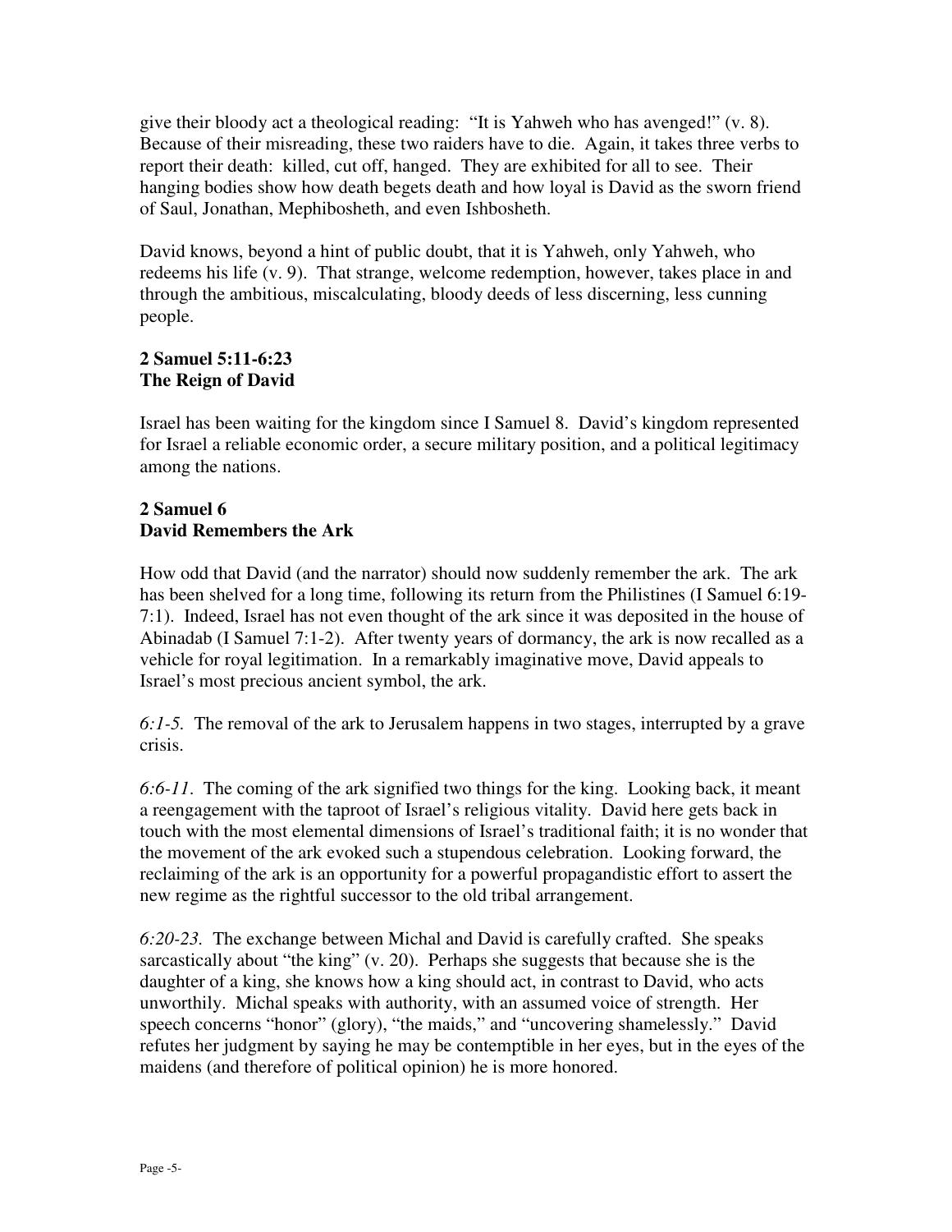give their bloody act a theological reading: "It is Yahweh who has avenged!" (v. 8). Because of their misreading, these two raiders have to die. Again, it takes three verbs to report their death: killed, cut off, hanged. They are exhibited for all to see. Their hanging bodies show how death begets death and how loyal is David as the sworn friend of Saul, Jonathan, Mephibosheth, and even Ishbosheth.

David knows, beyond a hint of public doubt, that it is Yahweh, only Yahweh, who redeems his life (v. 9). That strange, welcome redemption, however, takes place in and through the ambitious, miscalculating, bloody deeds of less discerning, less cunning people.

**2 Samuel 5:11-6:23**
**The Reign of David**

Israel has been waiting for the kingdom since I Samuel 8. David's kingdom represented for Israel a reliable economic order, a secure military position, and a political legitimacy among the nations.

**2 Samuel 6**
**David Remembers the Ark**

How odd that David (and the narrator) should now suddenly remember the ark. The ark has been shelved for a long time, following its return from the Philistines (I Samuel 6:19-7:1). Indeed, Israel has not even thought of the ark since it was deposited in the house of Abinadab (I Samuel 7:1-2). After twenty years of dormancy, the ark is now recalled as a vehicle for royal legitimation. In a remarkably imaginative move, David appeals to Israel's most precious ancient symbol, the ark.

*6:1-5.* The removal of the ark to Jerusalem happens in two stages, interrupted by a grave crisis.

*6:6-11.* The coming of the ark signified two things for the king. Looking back, it meant a reengagement with the taproot of Israel's religious vitality. David here gets back in touch with the most elemental dimensions of Israel's traditional faith; it is no wonder that the movement of the ark evoked such a stupendous celebration. Looking forward, the reclaiming of the ark is an opportunity for a powerful propagandistic effort to assert the new regime as the rightful successor to the old tribal arrangement.

*6:20-23.* The exchange between Michal and David is carefully crafted. She speaks sarcastically about "the king" (v. 20). Perhaps she suggests that because she is the daughter of a king, she knows how a king should act, in contrast to David, who acts unworthily. Michal speaks with authority, with an assumed voice of strength. Her speech concerns "honor" (glory), "the maids," and "uncovering shamelessly." David refutes her judgment by saying he may be contemptible in her eyes, but in the eyes of the maidens (and therefore of political opinion) he is more honored.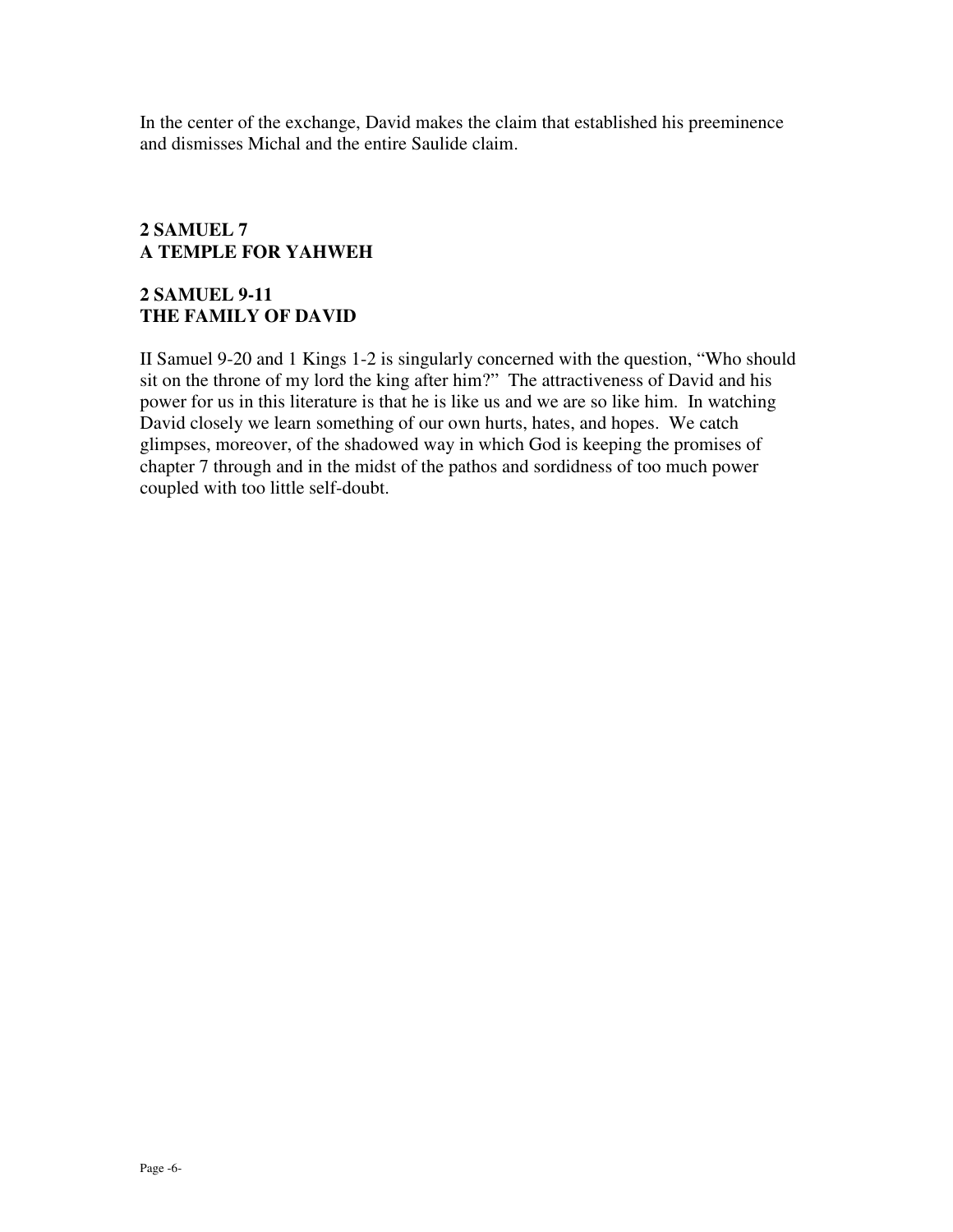In the center of the exchange, David makes the claim that established his preeminence and dismisses Michal and the entire Saulide claim.

## 2 SAMUEL 7
## A TEMPLE FOR YAHWEH

## 2 SAMUEL 9-11
## THE FAMILY OF DAVID

II Samuel 9-20 and 1 Kings 1-2 is singularly concerned with the question, "Who should sit on the throne of my lord the king after him?" The attractiveness of David and his power for us in this literature is that he is like us and we are so like him. In watching David closely we learn something of our own hurts, hates, and hopes. We catch glimpses, moreover, of the shadowed way in which God is keeping the promises of chapter 7 through and in the midst of the pathos and sordidness of too much power coupled with too little self-doubt.